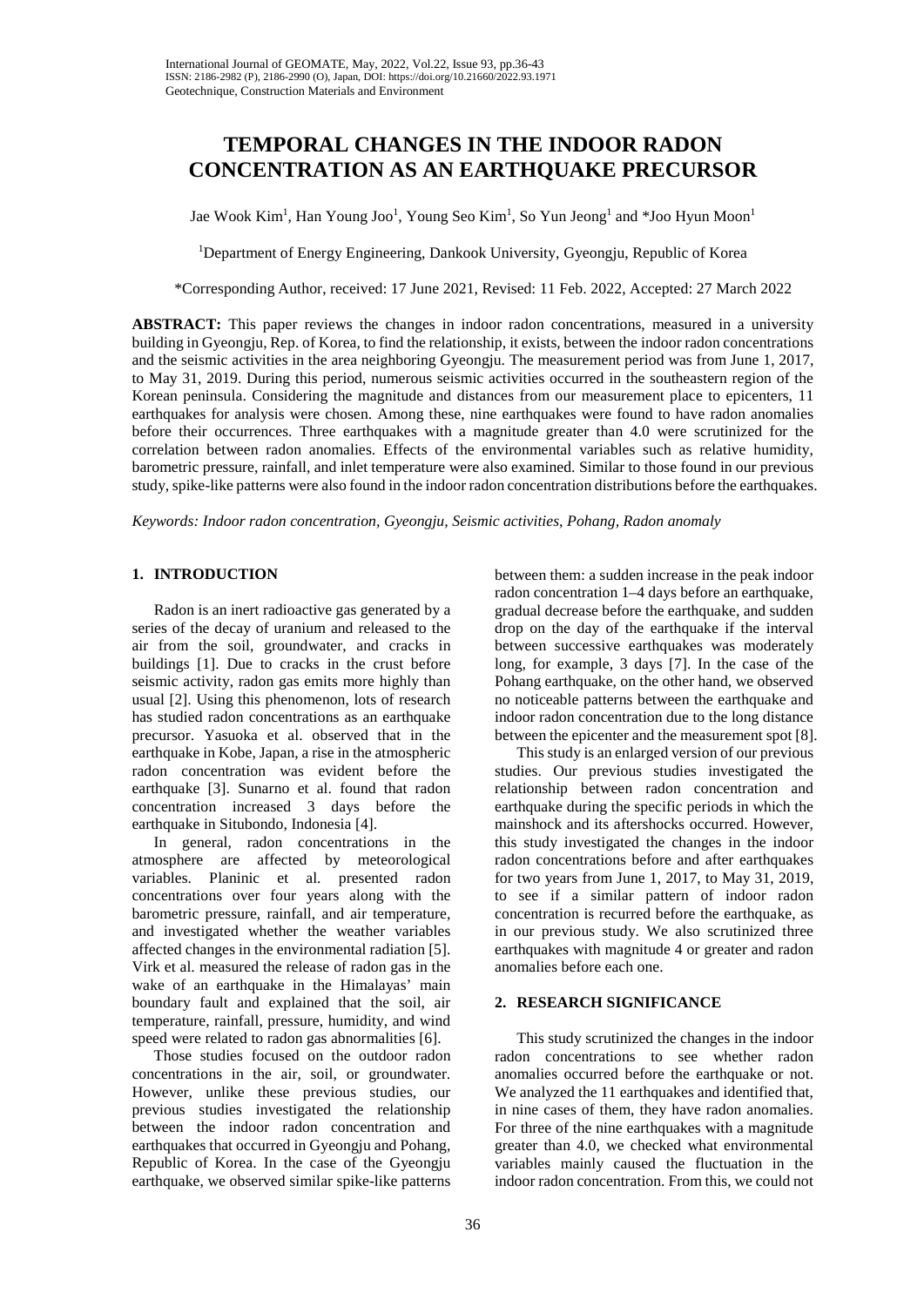# TEMPORAL CHANGES IN THE INDOOR RADON CONCENTRATION AS AN EARTHQUAKE PRECURSOR

Jae Wook Kim[1], Han Young Joo[1], Young Seo Kim[1], So Yun Jeong[1] and *Joo Hyun Moon[1]

[1]Department of Energy Engineering, Dankook University, Gyeongju, Republic of Korea

*Corresponding Author, received: 17 June 2021, Revised: 11 Feb. 2022, Accepted: 27 March 2022

**ABSTRACT:** This paper reviews the changes in indoor radon concentrations, measured in a university building in Gyeongju, Rep. of Korea, to find the relationship, it exists, between the indoor radon concentrations and the seismic activities in the area neighboring Gyeongju. The measurement period was from June 1, 2017, to May 31, 2019. During this period, numerous seismic activities occurred in the southeastern region of the Korean peninsula. Considering the magnitude and distances from our measurement place to epicenters, 11 earthquakes for analysis were chosen. Among these, nine earthquakes were found to have radon anomalies before their occurrences. Three earthquakes with a magnitude greater than 4.0 were scrutinized for the correlation between radon anomalies. Effects of the environmental variables such as relative humidity, barometric pressure, rainfall, and inlet temperature were also examined. Similar to those found in our previous study, spike-like patterns were also found in the indoor radon concentration distributions before the earthquakes.

*Keywords: Indoor radon concentration, Gyeongju, Seismic activities, Pohang, Radon anomaly*

## 1. INTRODUCTION

Radon is an inert radioactive gas generated by a series of the decay of uranium and released to the air from the soil, groundwater, and cracks in buildings [1]. Due to cracks in the crust before seismic activity, radon gas emits more highly than usual [2]. Using this phenomenon, lots of research has studied radon concentrations as an earthquake precursor. Yasuoka et al. observed that in the earthquake in Kobe, Japan, a rise in the atmospheric radon concentration was evident before the earthquake [3]. Sunarno et al. found that radon concentration increased 3 days before the earthquake in Situbondo, Indonesia [4].

In general, radon concentrations in the atmosphere are affected by meteorological variables. Planinic et al. presented radon concentrations over four years along with the barometric pressure, rainfall, and air temperature, and investigated whether the weather variables affected changes in the environmental radiation [5]. Virk et al. measured the release of radon gas in the wake of an earthquake in the Himalayas' main boundary fault and explained that the soil, air temperature, rainfall, pressure, humidity, and wind speed were related to radon gas abnormalities [6].

Those studies focused on the outdoor radon concentrations in the air, soil, or groundwater. However, unlike these previous studies, our previous studies investigated the relationship between the indoor radon concentration and earthquakes that occurred in Gyeongju and Pohang, Republic of Korea. In the case of the Gyeongju earthquake, we observed similar spike-like patterns between them: a sudden increase in the peak indoor radon concentration 1–4 days before an earthquake, gradual decrease before the earthquake, and sudden drop on the day of the earthquake if the interval between successive earthquakes was moderately long, for example, 3 days [7]. In the case of the Pohang earthquake, on the other hand, we observed no noticeable patterns between the earthquake and indoor radon concentration due to the long distance between the epicenter and the measurement spot [8].

This study is an enlarged version of our previous studies. Our previous studies investigated the relationship between radon concentration and earthquake during the specific periods in which the mainshock and its aftershocks occurred. However, this study investigated the changes in the indoor radon concentrations before and after earthquakes for two years from June 1, 2017, to May 31, 2019, to see if a similar pattern of indoor radon concentration is recurred before the earthquake, as in our previous study. We also scrutinized three earthquakes with magnitude 4 or greater and radon anomalies before each one.

## 2. RESEARCH SIGNIFICANCE

This study scrutinized the changes in the indoor radon concentrations to see whether radon anomalies occurred before the earthquake or not. We analyzed the 11 earthquakes and identified that, in nine cases of them, they have radon anomalies. For three of the nine earthquakes with a magnitude greater than 4.0, we checked what environmental variables mainly caused the fluctuation in the indoor radon concentration. From this, we could not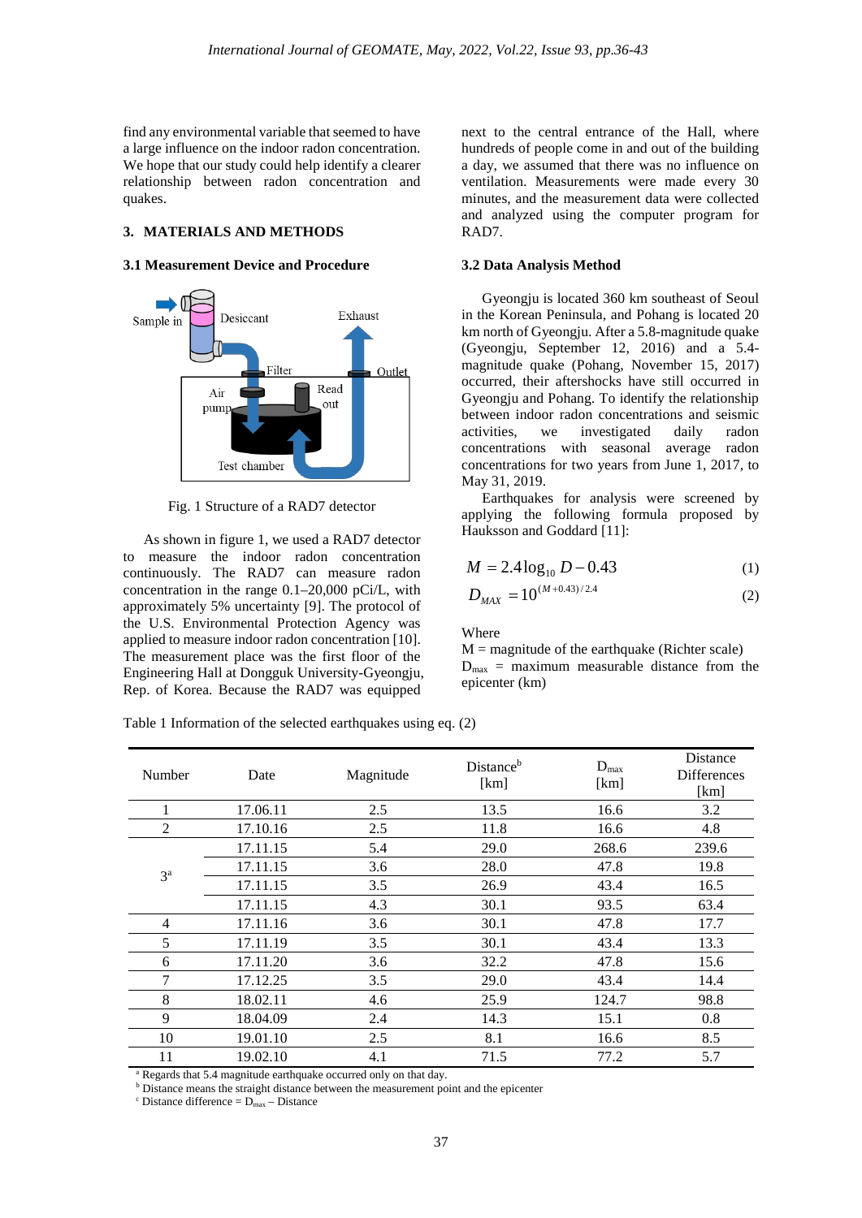find any environmental variable that seemed to have a large influence on the indoor radon concentration. We hope that our study could help identify a clearer relationship between radon concentration and quakes.

## 3. MATERIALS AND METHODS

### 3.1 Measurement Device and Procedure

Fig. 1 Structure of a RAD7 detector

As shown in figure 1, we used a RAD7 detector to measure the indoor radon concentration continuously. The RAD7 can measure radon concentration in the range 0.1–20,000 pCi/L, with approximately 5% uncertainty [9]. The protocol of the U.S. Environmental Protection Agency was applied to measure indoor radon concentration [10]. The measurement place was the first floor of the Engineering Hall at Dongguk University-Gyeongju, Rep. of Korea. Because the RAD7 was equipped next to the central entrance of the Hall, where hundreds of people come in and out of the building a day, we assumed that there was no influence on ventilation. Measurements were made every 30 minutes, and the measurement data were collected and analyzed using the computer program for RAD7.

### 3.2 Data Analysis Method

Gyeongju is located 360 km southeast of Seoul in the Korean Peninsula, and Pohang is located 20 km north of Gyeongju. After a 5.8-magnitude quake (Gyeongju, September 12, 2016) and a 5.4-magnitude quake (Pohang, November 15, 2017) occurred, their aftershocks have still occurred in Gyeongju and Pohang. To identify the relationship between indoor radon concentrations and seismic activities, we investigated daily radon concentrations with seasonal average radon concentrations for two years from June 1, 2017, to May 31, 2019.

Earthquakes for analysis were screened by applying the following formula proposed by Hauksson and Goddard [11]:

$$M = 2.4\log_{10} D - 0.43 \quad (1)$$

$$D_{MAX} = 10^{(M+0.43)/2.4} \quad (2)$$

Where

M = magnitude of the earthquake (Richter scale)

$D_{max}$ = maximum measurable distance from the epicenter (km)

Table 1 Information of the selected earthquakes using eq. (2)

| Number | Date | Magnitude | Distance[b] [km] | $D_{max}$ [km] | Distance Differences [km] |
|---|---|---|---|---|---|
| 1 | 17.06.11 | 2.5 | 13.5 | 16.6 | 3.2 |
| 2 | 17.10.16 | 2.5 | 11.8 | 16.6 | 4.8 |
| 3[a] | 17.11.15 | 5.4 | 29.0 | 268.6 | 239.6 |
| | 17.11.15 | 3.6 | 28.0 | 47.8 | 19.8 |
| | 17.11.15 | 3.5 | 26.9 | 43.4 | 16.5 |
| | 17.11.15 | 4.3 | 30.1 | 93.5 | 63.4 |
| 4 | 17.11.16 | 3.6 | 30.1 | 47.8 | 17.7 |
| 5 | 17.11.19 | 3.5 | 30.1 | 43.4 | 13.3 |
| 6 | 17.11.20 | 3.6 | 32.2 | 47.8 | 15.6 |
| 7 | 17.12.25 | 3.5 | 29.0 | 43.4 | 14.4 |
| 8 | 18.02.11 | 4.6 | 25.9 | 124.7 | 98.8 |
| 9 | 18.04.09 | 2.4 | 14.3 | 15.1 | 0.8 |
| 10 | 19.01.10 | 2.5 | 8.1 | 16.6 | 8.5 |
| 11 | 19.02.10 | 4.1 | 71.5 | 77.2 | 5.7 |

[a] Regards that 5.4 magnitude earthquake occurred only on that day.
[b] Distance means the straight distance between the measurement point and the epicenter
[c] Distance difference = $D_{max}$ – Distance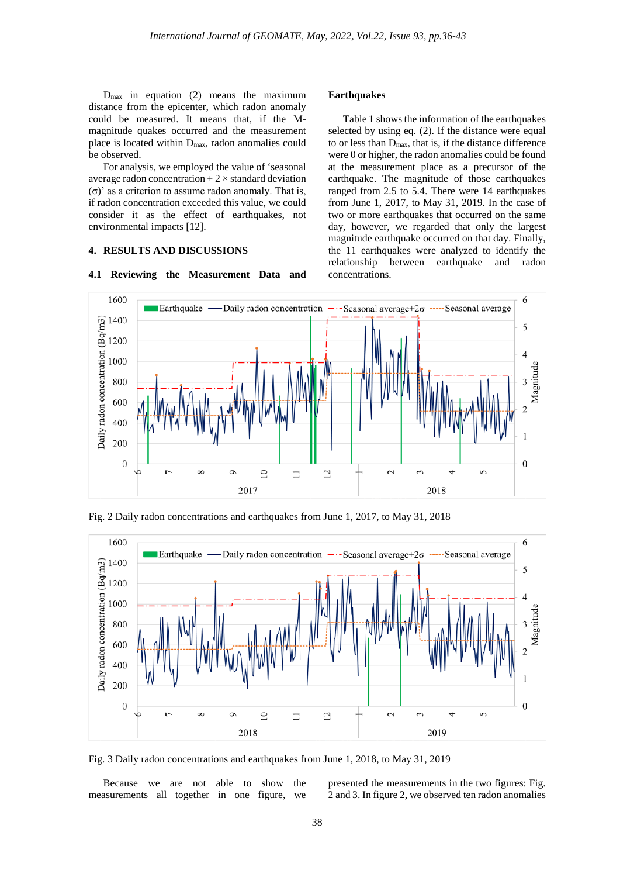$D_{max}$ in equation (2) means the maximum distance from the epicenter, which radon anomaly could be measured. It means that, if the M-magnitude quakes occurred and the measurement place is located within $D_{max}$, radon anomalies could be observed.

For analysis, we employed the value of 'seasonal average radon concentration + 2 × standard deviation (σ)' as a criterion to assume radon anomaly. That is, if radon concentration exceeded this value, we could consider it as the effect of earthquakes, not environmental impacts [12].

## 4. RESULTS AND DISCUSSIONS

### 4.1 Reviewing the Measurement Data and Earthquakes

Table 1 shows the information of the earthquakes selected by using eq. (2). If the distance were equal to or less than $D_{max}$, that is, if the distance difference were 0 or higher, the radon anomalies could be found at the measurement place as a precursor of the earthquake. The magnitude of those earthquakes ranged from 2.5 to 5.4. There were 14 earthquakes from June 1, 2017, to May 31, 2019. In the case of two or more earthquakes that occurred on the same day, however, we regarded that only the largest magnitude earthquake occurred on that day. Finally, the 11 earthquakes were analyzed to identify the relationship between earthquake and radon concentrations.

Fig. 2 Daily radon concentrations and earthquakes from June 1, 2017, to May 31, 2018

Fig. 3 Daily radon concentrations and earthquakes from June 1, 2018, to May 31, 2019

Because we are not able to show the measurements all together in one figure, we presented the measurements in the two figures: Fig. 2 and 3. In figure 2, we observed ten radon anomalies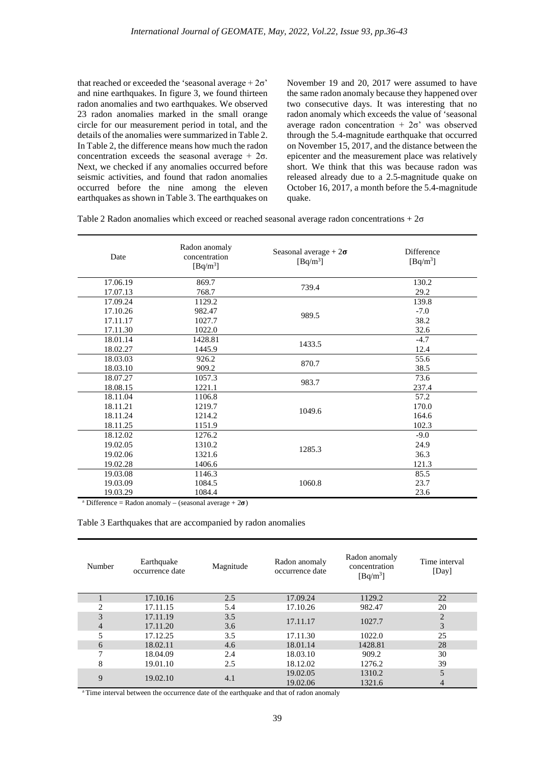that reached or exceeded the 'seasonal average + $2\sigma$' and nine earthquakes. In figure 3, we found thirteen radon anomalies and two earthquakes. We observed 23 radon anomalies marked in the small orange circle for our measurement period in total, and the details of the anomalies were summarized in Table 2. In Table 2, the difference means how much the radon concentration exceeds the seasonal average + $2\sigma$. Next, we checked if any anomalies occurred before seismic activities, and found that radon anomalies occurred before the nine among the eleven earthquakes as shown in Table 3. The earthquakes on November 19 and 20, 2017 were assumed to have the same radon anomaly because they happened over two consecutive days. It was interesting that no radon anomaly which exceeds the value of 'seasonal average radon concentration + $2\sigma$' was observed through the 5.4-magnitude earthquake that occurred on November 15, 2017, and the distance between the epicenter and the measurement place was relatively short. We think that this was because radon was released already due to a 2.5-magnitude quake on October 16, 2017, a month before the 5.4-magnitude quake.

Table 2 Radon anomalies which exceed or reached seasonal average radon concentrations + $2\sigma$

| Date | Radon anomaly concentration [$Bq/m^3$] | Seasonal average + $2\sigma$ [$Bq/m^3$] | Difference [$Bq/m^3$] |
|---|---|---|---|
| 17.06.19 | 869.7 | 739.4 | 130.2 |
| 17.07.13 | 768.7 | | 29.2 |
| 17.09.24 | 1129.2 | 989.5 | 139.8 |
| 17.10.26 | 982.47 | | -7.0 |
| 17.11.17 | 1027.7 | | 38.2 |
| 17.11.30 | 1022.0 | | 32.6 |
| 18.01.14 | 1428.81 | 1433.5 | -4.7 |
| 18.02.27 | 1445.9 | | 12.4 |
| 18.03.03 | 926.2 | 870.7 | 55.6 |
| 18.03.10 | 909.2 | | 38.5 |
| 18.07.27 | 1057.3 | 983.7 | 73.6 |
| 18.08.15 | 1221.1 | | 237.4 |
| 18.11.04 | 1106.8 | 1049.6 | 57.2 |
| 18.11.21 | 1219.7 | | 170.0 |
| 18.11.24 | 1214.2 | | 164.6 |
| 18.11.25 | 1151.9 | | 102.3 |
| 18.12.02 | 1276.2 | 1285.3 | -9.0 |
| 19.02.05 | 1310.2 | | 24.9 |
| 19.02.06 | 1321.6 | | 36.3 |
| 19.02.28 | 1406.6 | | 121.3 |
| 19.03.08 | 1146.3 | 1060.8 | 85.5 |
| 19.03.09 | 1084.5 | | 23.7 |
| 19.03.29 | 1084.4 | | 23.6 |

[a] Difference = Radon anomaly – (seasonal average + $2\sigma$)

Table 3 Earthquakes that are accompanied by radon anomalies

| Number | Earthquake occurrence date | Magnitude | Radon anomaly occurrence date | Radon anomaly concentration [$Bq/m^3$] | Time interval [Day] |
|---|---|---|---|---|---|
| 1 | 17.10.16 | 2.5 | 17.09.24 | 1129.2 | 22 |
| 2 | 17.11.15 | 5.4 | 17.10.26 | 982.47 | 20 |
| 3 | 17.11.19 | 3.5 | 17.11.17 | 1027.7 | 2 |
| 4 | 17.11.20 | 3.6 | | | 3 |
| 5 | 17.12.25 | 3.5 | 17.11.30 | 1022.0 | 25 |
| 6 | 18.02.11 | 4.6 | 18.01.14 | 1428.81 | 28 |
| 7 | 18.04.09 | 2.4 | 18.03.10 | 909.2 | 30 |
| 8 | 19.01.10 | 2.5 | 18.12.02 | 1276.2 | 39 |
| 9 | 19.02.10 | 4.1 | 19.02.05 | 1310.2 | 5 |
| | | | 19.02.06 | 1321.6 | 4 |

[a] Time interval between the occurrence date of the earthquake and that of radon anomaly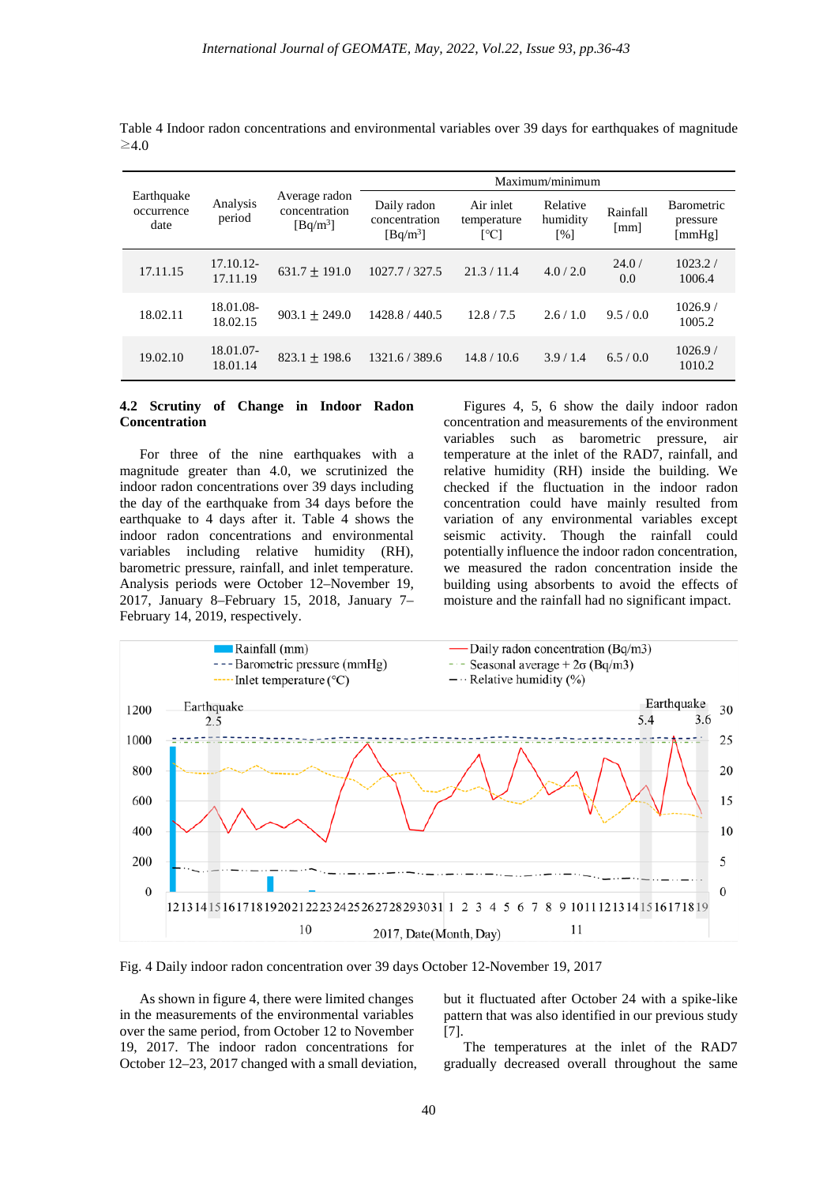Table 4 Indoor radon concentrations and environmental variables over 39 days for earthquakes of magnitude ≥4.0

| Earthquake occurrence date | Analysis period | Average radon concentration [Bq/m$^3$] | Maximum/minimum | | | | |
|---|---|---|---|---|---|---|---|
| | | | Daily radon concentration [Bq/m$^3$] | Air inlet temperature [°C] | Relative humidity [%] | Rainfall [mm] | Barometric pressure [mmHg] |
| 17.11.15 | 17.10.12-17.11.19 | 631.7 ± 191.0 | 1027.7 / 327.5 | 21.3 / 11.4 | 4.0 / 2.0 | 24.0 / 0.0 | 1023.2 / 1006.4 |
| 18.02.11 | 18.01.08-18.02.15 | 903.1 ± 249.0 | 1428.8 / 440.5 | 12.8 / 7.5 | 2.6 / 1.0 | 9.5 / 0.0 | 1026.9 / 1005.2 |
| 19.02.10 | 18.01.07-18.01.14 | 823.1 ± 198.6 | 1321.6 / 389.6 | 14.8 / 10.6 | 3.9 / 1.4 | 6.5 / 0.0 | 1026.9 / 1010.2 |

### 4.2 Scrutiny of Change in Indoor Radon Concentration

For three of the nine earthquakes with a magnitude greater than 4.0, we scrutinized the indoor radon concentrations over 39 days including the day of the earthquake from 34 days before the earthquake to 4 days after it. Table 4 shows the indoor radon concentrations and environmental variables including relative humidity (RH), barometric pressure, rainfall, and inlet temperature. Analysis periods were October 12–November 19, 2017, January 8–February 15, 2018, January 7–February 14, 2019, respectively.

Figures 4, 5, 6 show the daily indoor radon concentration and measurements of the environment variables such as barometric pressure, air temperature at the inlet of the RAD7, rainfall, and relative humidity (RH) inside the building. We checked if the fluctuation in the indoor radon concentration could have mainly resulted from variation of any environmental variables except seismic activity. Though the rainfall could potentially influence the indoor radon concentration, we measured the radon concentration inside the building using absorbents to avoid the effects of moisture and the rainfall had no significant impact.

Fig. 4 Daily indoor radon concentration over 39 days October 12-November 19, 2017

As shown in figure 4, there were limited changes in the measurements of the environmental variables over the same period, from October 12 to November 19, 2017. The indoor radon concentrations for October 12–23, 2017 changed with a small deviation, but it fluctuated after October 24 with a spike-like pattern that was also identified in our previous study [7].

The temperatures at the inlet of the RAD7 gradually decreased overall throughout the same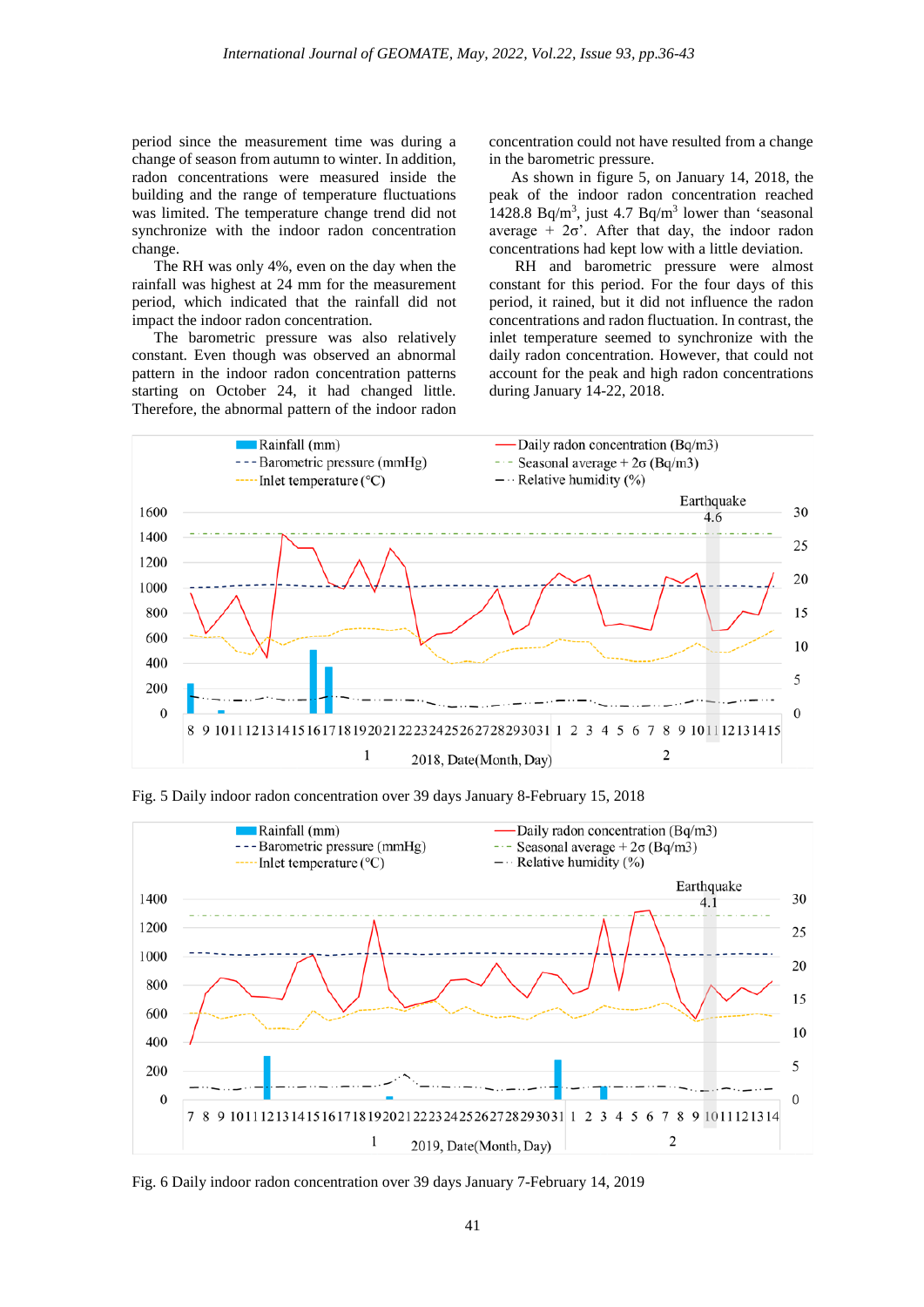period since the measurement time was during a change of season from autumn to winter. In addition, radon concentrations were measured inside the building and the range of temperature fluctuations was limited. The temperature change trend did not synchronize with the indoor radon concentration change.

The RH was only 4%, even on the day when the rainfall was highest at 24 mm for the measurement period, which indicated that the rainfall did not impact the indoor radon concentration.

The barometric pressure was also relatively constant. Even though was observed an abnormal pattern in the indoor radon concentration patterns starting on October 24, it had changed little. Therefore, the abnormal pattern of the indoor radon concentration could not have resulted from a change in the barometric pressure.

As shown in figure 5, on January 14, 2018, the peak of the indoor radon concentration reached 1428.8 Bq/m$^3$, just 4.7 Bq/m$^3$ lower than 'seasonal average + 2σ'. After that day, the indoor radon concentrations had kept low with a little deviation.

RH and barometric pressure were almost constant for this period. For the four days of this period, it rained, but it did not influence the radon concentrations and radon fluctuation. In contrast, the inlet temperature seemed to synchronize with the daily radon concentration. However, that could not account for the peak and high radon concentrations during January 14-22, 2018.

Fig. 5 Daily indoor radon concentration over 39 days January 8-February 15, 2018

Fig. 6 Daily indoor radon concentration over 39 days January 7-February 14, 2019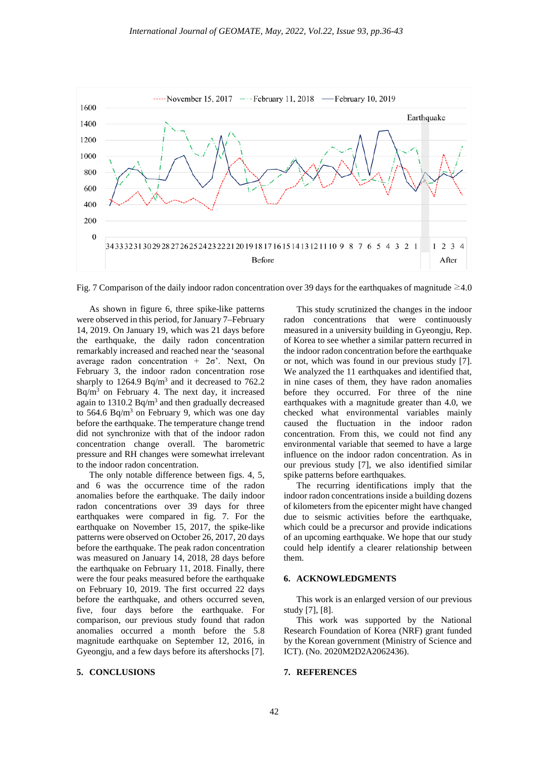Fig. 7 Comparison of the daily indoor radon concentration over 39 days for the earthquakes of magnitude ≥4.0

As shown in figure 6, three spike-like patterns were observed in this period, for January 7–February 14, 2019. On January 19, which was 21 days before the earthquake, the daily radon concentration remarkably increased and reached near the 'seasonal average radon concentration + 2σ'. Next, On February 3, the indoor radon concentration rose sharply to 1264.9 Bq/m$^3$ and it decreased to 762.2 Bq/m$^3$ on February 4. The next day, it increased again to 1310.2 Bq/m$^3$ and then gradually decreased to 564.6 Bq/m$^3$ on February 9, which was one day before the earthquake. The temperature change trend did not synchronize with that of the indoor radon concentration change overall. The barometric pressure and RH changes were somewhat irrelevant to the indoor radon concentration.

The only notable difference between figs. 4, 5, and 6 was the occurrence time of the radon anomalies before the earthquake. The daily indoor radon concentrations over 39 days for three earthquakes were compared in fig. 7. For the earthquake on November 15, 2017, the spike-like patterns were observed on October 26, 2017, 20 days before the earthquake. The peak radon concentration was measured on January 14, 2018, 28 days before the earthquake on February 11, 2018. Finally, there were the four peaks measured before the earthquake on February 10, 2019. The first occurred 22 days before the earthquake, and others occurred seven, five, four days before the earthquake. For comparison, our previous study found that radon anomalies occurred a month before the 5.8 magnitude earthquake on September 12, 2016, in Gyeongju, and a few days before its aftershocks [7].

## 5. CONCLUSIONS

This study scrutinized the changes in the indoor radon concentrations that were continuously measured in a university building in Gyeongju, Rep. of Korea to see whether a similar pattern recurred in the indoor radon concentration before the earthquake or not, which was found in our previous study [7]. We analyzed the 11 earthquakes and identified that, in nine cases of them, they have radon anomalies before they occurred. For three of the nine earthquakes with a magnitude greater than 4.0, we checked what environmental variables mainly caused the fluctuation in the indoor radon concentration. From this, we could not find any environmental variable that seemed to have a large influence on the indoor radon concentration. As in our previous study [7], we also identified similar spike patterns before earthquakes.

The recurring identifications imply that the indoor radon concentrations inside a building dozens of kilometers from the epicenter might have changed due to seismic activities before the earthquake, which could be a precursor and provide indications of an upcoming earthquake. We hope that our study could help identify a clearer relationship between them.

## 6. ACKNOWLEDGMENTS

This work is an enlarged version of our previous study [7], [8].

This work was supported by the National Research Foundation of Korea (NRF) grant funded by the Korean government (Ministry of Science and ICT). (No. 2020M2D2A2062436).

## 7. REFERENCES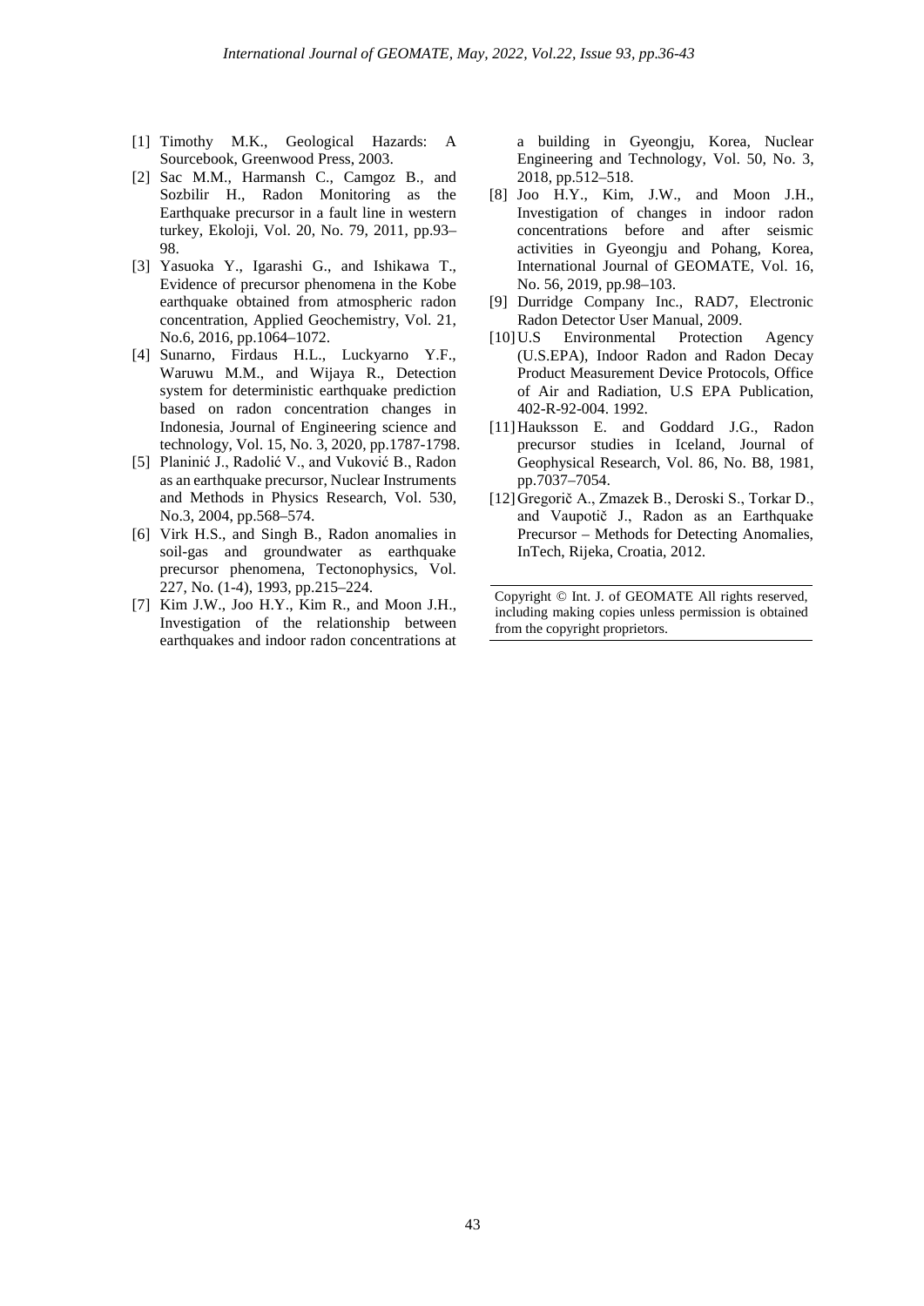[1] Timothy M.K., Geological Hazards: A Sourcebook, Greenwood Press, 2003.

[2] Sac M.M., Harmansh C., Camgoz B., and Sozbilir H., Radon Monitoring as the Earthquake precursor in a fault line in western turkey, Ekoloji, Vol. 20, No. 79, 2011, pp.93–98.

[3] Yasuoka Y., Igarashi G., and Ishikawa T., Evidence of precursor phenomena in the Kobe earthquake obtained from atmospheric radon concentration, Applied Geochemistry, Vol. 21, No.6, 2016, pp.1064–1072.

[4] Sunarno, Firdaus H.L., Luckyarno Y.F., Waruwu M.M., and Wijaya R., Detection system for deterministic earthquake prediction based on radon concentration changes in Indonesia, Journal of Engineering science and technology, Vol. 15, No. 3, 2020, pp.1787-1798.

[5] Planinić J., Radolić V., and Vuković B., Radon as an earthquake precursor, Nuclear Instruments and Methods in Physics Research, Vol. 530, No.3, 2004, pp.568–574.

[6] Virk H.S., and Singh B., Radon anomalies in soil-gas and groundwater as earthquake precursor phenomena, Tectonophysics, Vol. 227, No. (1-4), 1993, pp.215–224.

[7] Kim J.W., Joo H.Y., Kim R., and Moon J.H., Investigation of the relationship between earthquakes and indoor radon concentrations at a building in Gyeongju, Korea, Nuclear Engineering and Technology, Vol. 50, No. 3, 2018, pp.512–518.

[8] Joo H.Y., Kim, J.W., and Moon J.H., Investigation of changes in indoor radon concentrations before and after seismic activities in Gyeongju and Pohang, Korea, International Journal of GEOMATE, Vol. 16, No. 56, 2019, pp.98–103.

[9] Durridge Company Inc., RAD7, Electronic Radon Detector User Manual, 2009.

[10] U.S Environmental Protection Agency (U.S.EPA), Indoor Radon and Radon Decay Product Measurement Device Protocols, Office of Air and Radiation, U.S EPA Publication, 402-R-92-004. 1992.

[11] Hauksson E. and Goddard J.G., Radon precursor studies in Iceland, Journal of Geophysical Research, Vol. 86, No. B8, 1981, pp.7037–7054.

[12] Gregorič A., Zmazek B., Deroski S., Torkar D., and Vaupotič J., Radon as an Earthquake Precursor – Methods for Detecting Anomalies, InTech, Rijeka, Croatia, 2012.

Copyright © Int. J. of GEOMATE All rights reserved, including making copies unless permission is obtained from the copyright proprietors.